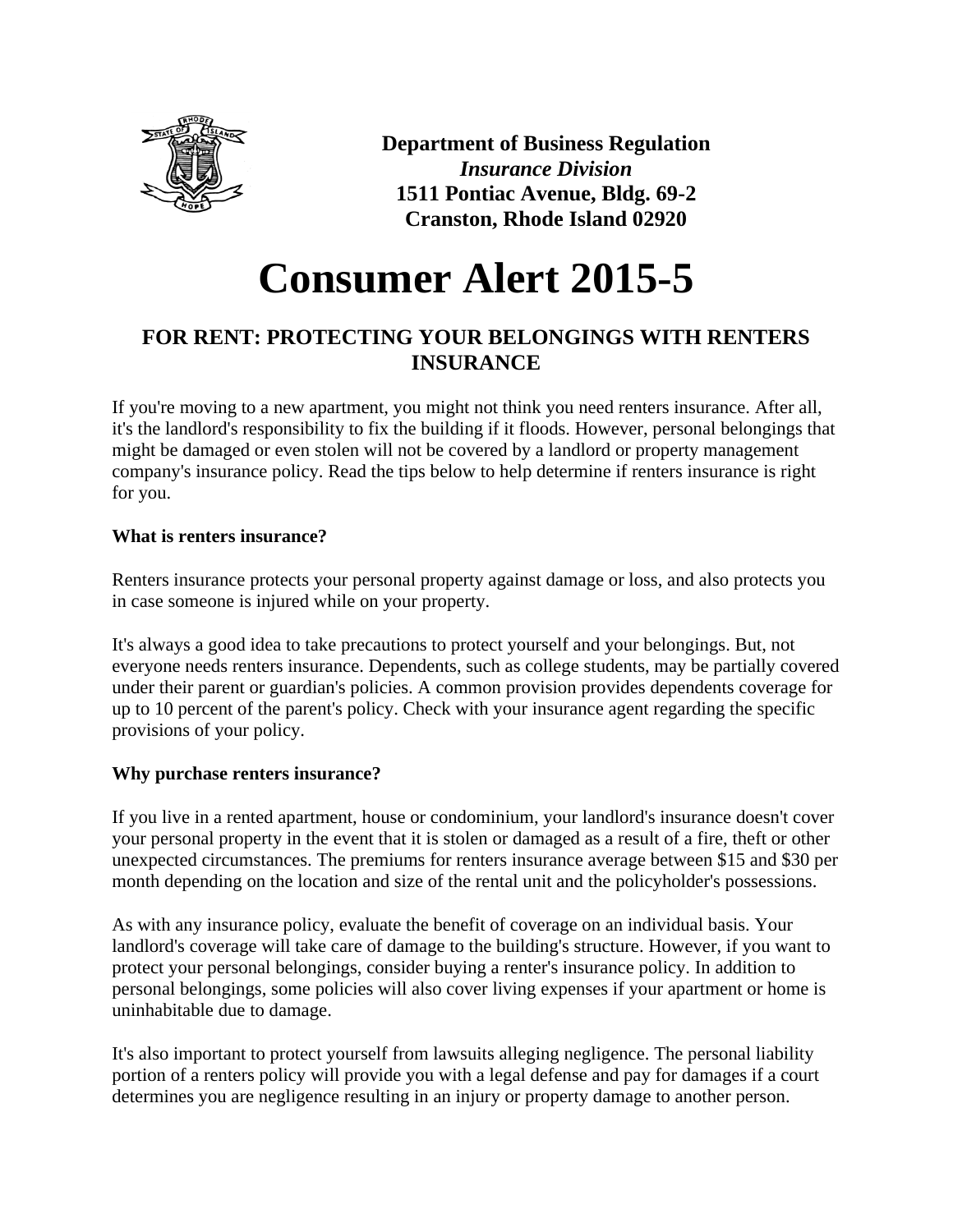**Department of Business Regulation**
***Insurance Division***
**1511 Pontiac Avenue, Bldg. 69-2**
**Cranston, Rhode Island 02920**

# Consumer Alert 2015-5

## FOR RENT: PROTECTING YOUR BELONGINGS WITH RENTERS INSURANCE

If you're moving to a new apartment, you might not think you need renters insurance. After all, it's the landlord's responsibility to fix the building if it floods. However, personal belongings that might be damaged or even stolen will not be covered by a landlord or property management company's insurance policy. Read the tips below to help determine if renters insurance is right for you.

**What is renters insurance?**

Renters insurance protects your personal property against damage or loss, and also protects you in case someone is injured while on your property.

It's always a good idea to take precautions to protect yourself and your belongings. But, not everyone needs renters insurance. Dependents, such as college students, may be partially covered under their parent or guardian's policies. A common provision provides dependents coverage for up to 10 percent of the parent's policy. Check with your insurance agent regarding the specific provisions of your policy.

**Why purchase renters insurance?**

If you live in a rented apartment, house or condominium, your landlord's insurance doesn't cover your personal property in the event that it is stolen or damaged as a result of a fire, theft or other unexpected circumstances. The premiums for renters insurance average between $15 and $30 per month depending on the location and size of the rental unit and the policyholder's possessions.

As with any insurance policy, evaluate the benefit of coverage on an individual basis. Your landlord's coverage will take care of damage to the building's structure. However, if you want to protect your personal belongings, consider buying a renter's insurance policy. In addition to personal belongings, some policies will also cover living expenses if your apartment or home is uninhabitable due to damage.

It's also important to protect yourself from lawsuits alleging negligence. The personal liability portion of a renters policy will provide you with a legal defense and pay for damages if a court determines you are negligence resulting in an injury or property damage to another person.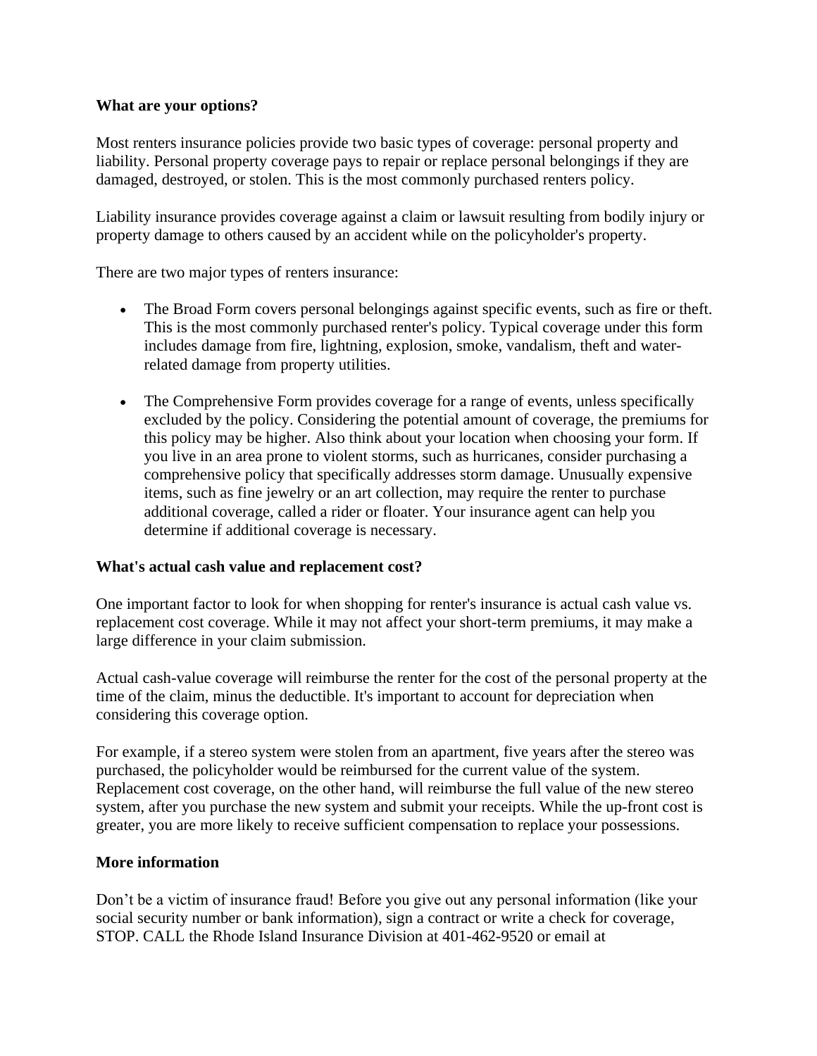**What are your options?**

Most renters insurance policies provide two basic types of coverage: personal property and liability. Personal property coverage pays to repair or replace personal belongings if they are damaged, destroyed, or stolen. This is the most commonly purchased renters policy.

Liability insurance provides coverage against a claim or lawsuit resulting from bodily injury or property damage to others caused by an accident while on the policyholder's property.

There are two major types of renters insurance:

- The Broad Form covers personal belongings against specific events, such as fire or theft. This is the most commonly purchased renter's policy. Typical coverage under this form includes damage from fire, lightning, explosion, smoke, vandalism, theft and water-related damage from property utilities.

- The Comprehensive Form provides coverage for a range of events, unless specifically excluded by the policy. Considering the potential amount of coverage, the premiums for this policy may be higher. Also think about your location when choosing your form. If you live in an area prone to violent storms, such as hurricanes, consider purchasing a comprehensive policy that specifically addresses storm damage. Unusually expensive items, such as fine jewelry or an art collection, may require the renter to purchase additional coverage, called a rider or floater. Your insurance agent can help you determine if additional coverage is necessary.

**What's actual cash value and replacement cost?**

One important factor to look for when shopping for renter's insurance is actual cash value vs. replacement cost coverage. While it may not affect your short-term premiums, it may make a large difference in your claim submission.

Actual cash-value coverage will reimburse the renter for the cost of the personal property at the time of the claim, minus the deductible. It's important to account for depreciation when considering this coverage option.

For example, if a stereo system were stolen from an apartment, five years after the stereo was purchased, the policyholder would be reimbursed for the current value of the system. Replacement cost coverage, on the other hand, will reimburse the full value of the new stereo system, after you purchase the new system and submit your receipts. While the up-front cost is greater, you are more likely to receive sufficient compensation to replace your possessions.

**More information**

Don’t be a victim of insurance fraud! Before you give out any personal information (like your social security number or bank information), sign a contract or write a check for coverage, STOP. CALL the Rhode Island Insurance Division at 401-462-9520 or email at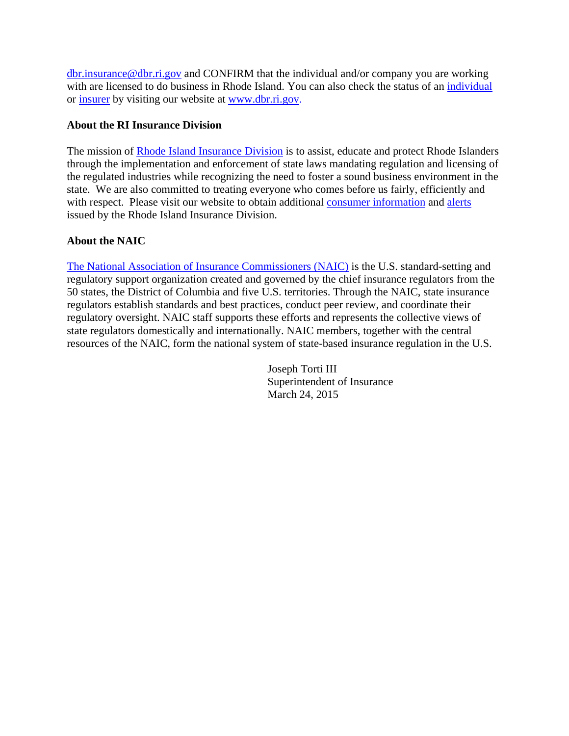dbr.insurance@dbr.ri.gov and CONFIRM that the individual and/or company you are working with are licensed to do business in Rhode Island. You can also check the status of an individual or insurer by visiting our website at www.dbr.ri.gov.

**About the RI Insurance Division**

The mission of Rhode Island Insurance Division is to assist, educate and protect Rhode Islanders through the implementation and enforcement of state laws mandating regulation and licensing of the regulated industries while recognizing the need to foster a sound business environment in the state. We are also committed to treating everyone who comes before us fairly, efficiently and with respect. Please visit our website to obtain additional consumer information and alerts issued by the Rhode Island Insurance Division.

**About the NAIC**

The National Association of Insurance Commissioners (NAIC) is the U.S. standard-setting and regulatory support organization created and governed by the chief insurance regulators from the 50 states, the District of Columbia and five U.S. territories. Through the NAIC, state insurance regulators establish standards and best practices, conduct peer review, and coordinate their regulatory oversight. NAIC staff supports these efforts and represents the collective views of state regulators domestically and internationally. NAIC members, together with the central resources of the NAIC, form the national system of state-based insurance regulation in the U.S.

Joseph Torti III
Superintendent of Insurance
March 24, 2015